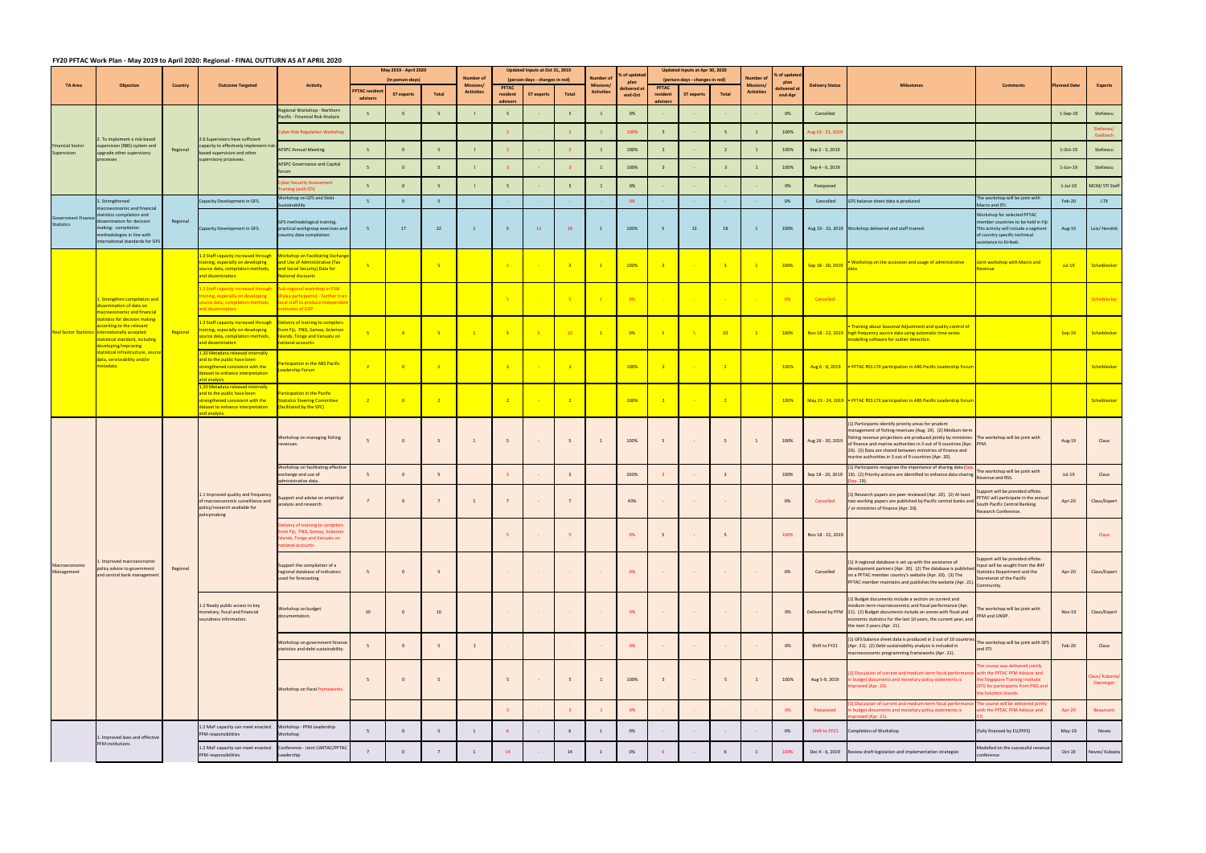# FY20 PFTAC Work Plan - May 2019 to April 2020: Regional - FINAL OUTTURN AS AT APRIL 2020

| TA Area | Objective | Country | Outcome Targeted | Activity | May 2019 - April 2020 (in person-days) | | | Number of Missions/ Activities | Updated Inputs at Oct 31, 2019 (person-days - changes in red) | | | Number of Missions/ Activities | % of updated plan delivered at end-Oct | Updated Inputs at Apr 30, 2020 (person-days - changes in red) | | | Number of Missions/ Activities | % of updated plan delivered at end-Apr | Delivery Status | Milestones | Comments | Planned Date | Experts |
|---|---|---|---|---|---|---|---|---|---|---|---|---|---|---|---|---|---|---|---|---|---|---|---|
| | | | | | PFTAC resident advisors | ST experts | Total | | PFTAC resident advisors | ST experts | Total | | | PFTAC resident advisors | ST experts | Total | | | | | | | |
| Financial Sector Supervision | 2. To implement a risk-based supervision (RBS) system and upgrade other supervisory processes | Regional | 2.6 Supervisors have sufficient capacity to effectively implement risk-based supervision and other supervisory processes. | Regional Workshop - Northern Pacific - Financial Risk Analysis | 5 | 0 | 5 | 1 | 5 | - | 5 | 1 | 0% | - | - | - | - | 0% | Cancelled | | | 1-Sep-19 | Stefanou |
| | | | | Cyber Risk Regulation Workshop | | | | | 5 | - | 5 | 1 | 100% | 5 | - | 5 | 1 | 100% | Aug 19 - 23, 2019 | | | | Stefanou/ Gaidosch |
| | | | | AFSPC Annual Meeting | 5 | 0 | 5 | 1 | 2 | - | 2 | 1 | 100% | 2 | - | 2 | 1 | 100% | Sep 2 - 3, 2019 | | | 1-Oct-19 | Stefanou |
| | | | | AFSPC Governance and Capital forum | 5 | 0 | 5 | 1 | 3 | - | 3 | 1 | 100% | 3 | - | 3 | 1 | 100% | Sep 4 - 6, 2019 | | | 1-Jun-19 | Stefanou |
| | | | | Cyber Security Assessment Training (with STI) | 5 | 0 | 5 | 1 | 5 | - | 5 | 1 | 0% | - | - | - | - | 0% | Postponed | | | 1-Jul-19 | MCM/ STI Staff |
| Government Finance Statistics | 1. Strengthened macroeconomic and financial statistics compilation and dissemination for decision making: compilation methodologies in line with international standards for GFS | Regional | Capacity Development in GFS. | Workshop on GFS and Debt Sustainability | 5 | 0 | 5 | | - | - | - | - | 0% | - | - | - | - | 0% | Cancelled | GFS balance sheet data is produced | The workshop will be joint with Macro and STI. | Feb-20 | LTX |
| | | | Capacity Development in GFS. | GFS methodological training, practical workshop exercises and country data compilation. | 5 | 17 | 22 | 1 | 5 | 13 | 18 | 1 | 100% | 5 | 13 | 18 | 1 | 100% | Aug 19 - 23, 2019 | Workshop delivered and staff trained. | Workshop for selected PFTAC member countries to be held in Fiji. This activity will include a segment of country specific technical assistance to Kiribati. | Aug-19 | Luis/ Hendrik |
| Real Sector Statistics | 1. Strengthen compilation and dissemination of data on macroeconomic and financial statistics for decision making according to the relevant internationally accepted statistical standard, including developing/improving statistical infrastructure, source data, serviceability and/or metadata. | Regional | 1.3 Staff capacity increased through training, especially on developing source data, compilation methods, and dissemination | Workshop on Facilitating Exchange and Use of Administrative (Tax and Social Security) Data for National Accounts | 5 | | 5 | | 3 | - | 3 | 1 | 100% | 3 | - | 3 | 1 | 100% | Sep 18 - 20, 2019 | • Workshop on the accession and usage of administrative data | Joint workshop with Macro and Revenue | Jul-19 | Scheiblecker |
| | | | 1.3 Staff capacity increased through training, especially on developing source data, compilation methods, and dissemination | Sub-regional workshop in FSM (Palau participants) - Further train local staff to produce independent estimates of GDP | | | | | 5 | - | 5 | 1 | 0% | - | - | - | - | 0% | Cancelled | | | | Scheiblecker |
| | | | 1.3 Staff capacity increased through training, especially on developing source data, compilation methods, and dissemination | Delivery of training to compilers from Fiji, PNG, Samoa, Solomon Islands, Tonga and Vanuatu on national accounts | 5 | 0 | 5 | 1 | 5 | 5 | 10 | 1 | 0% | 5 | 5 | 10 | 1 | 100% | Nov 18 - 22, 2019 | • Training about Seasonal Adjustment and quality control of high frequency source data using automatic time series modelling software for outlier detection. | | Sep-19 | Scheiblecker |
| | | | 1.20 Metadata released internally and to the public have been strengthened consistent with the dataset to enhance interpretation and analysis. | Participation in the ABS Pacific Leadership Forum | 2 | 0 | 2 | | 2 | - | 2 | | 100% | 2 | - | 2 | | 100% | Aug 6 - 8, 2019 | • PFTAC RSS LTX participation in ABS Pacific Leadership Forum | | | Scheiblecker |
| | | | 1.20 Metadata released internally and to the public have been strengthened consistent with the dataset to enhance interpretation and analysis. | Participation in the Pacific Statistics Steering Committee (facilitated by the SPC) | 2 | 0 | 2 | | 2 | - | 2 | | 100% | 2 | - | 2 | | 100% | May 23 - 24, 2019 | • PFTAC RSS LTX participation in ABS Pacific Leadership Forum | | | Scheiblecker |
| Macroeconomic Management | 1. Improved macroeconomic policy advice to government and central bank management | Regional | 1.1 Improved quality and frequency of macroeconomic surveillance and policy/research available for policymaking | Workshop on managing fishing revenues. | 5 | 0 | 5 | 1 | 5 | - | 5 | 1 | 100% | 5 | - | 5 | 1 | 100% | Aug 26 - 30, 2019 | (1) Participants identify priority areas for prudent management of fishing revenues (Aug. 19). (2) Medium-term fishing revenue projections are produced jointly by ministries of finance and marine authorities in 3 out of 9 countries (Apr. 20). (3) Data are shared between ministries of finance and marine authorities in 3 out of 9 countries (Apr. 20). | The workshop will be joint with PFM. | Aug-19 | Claus |
| | | | | Workshop on facilitating effective exchange and use of administrative data. | 5 | 0 | 5 | | 3 | - | 3 | | 100% | 3 | - | 3 | | 100% | Sep 18 - 20, 2019 | (1) Participants recognize the importance of sharing data (Sep. 19). (2) Priority actions are identified to enhance data sharing (Sep. 19). | The workshop will be joint with Revenue and RSS. | Jul-19 | Claus |
| | | | | Support and advise on empirical analysis and research. | 7 | 0 | 7 | 1 | 7 | - | 7 | | 43% | - | - | - | | 0% | Cancelled | (1) Research papers are peer reviewed (Apr. 20). (2) At least two working papers are published by Pacific central banks and / or ministries of finance (Apr. 20). | Support will be provided offsite. PFTAC will participate in the annual South Pacific Central Banking Research Conference. | Apr-20 | Claus/Expert |
| | | | | Delivery of training to compilers from Fiji, PNG, Samoa, Solomon Islands, Tonga and Vanuatu on national accounts | | | | | 5 | - | 5 | | 0% | 5 | - | 5 | | 100% | Nov 18 - 22, 2019 | | | | Claus |
| | | | | Support the compilation of a regional database of indicators used for forecasting. | 5 | 0 | 5 | | - | - | - | - | 0% | - | - | - | - | 0% | Cancelled | (1) A regional database is set up with the assistance of development partners (Apr. 20). (2) The database is published on a PFTAC member country's website (Apr. 20). (3) The PFTAC member maintains and publishes the website (Apr. 21). | Support will be provided offsite. Input will be sought from the IMF Statistics Department and the Secretariat of the Pacific Community. | Apr-20 | Claus/Expert |
| | | | 1.2 Ready public access to key monetary, fiscal and financial soundness information. | Workshop on budget documentation. | 10 | 0 | 10 | | - | - | - | - | 0% | - | - | - | - | 0% | Delivered by PFM | (1) Budget documents include a section on current and medium-term macroeconomic and fiscal performance (Apr. 21). (2) Budget documents include an annex with fiscal and economic statistics for the last 10 years, the current year, and the next 3 years (Apr. 21). | The workshop will be joint with PFM and UNDP. | Nov-19 | Claus/Expert |
| | | | | Workshop on government finance statistics and debt sustainability. | 5 | 0 | 5 | 1 | - | - | - | - | 0% | - | - | - | - | 0% | Shift to FY21 | (1) GFS balance sheet data is produced in 2 out of 10 countries (Apr. 21). (2) Debt sustainability analysis is included in macroeconomic programming frameworks (Apr. 21). | The workshop will be joint with GFS and STI. | Feb-20 | Claus |
| | | | | Workshop on fiscal frameworks. | 5 | 0 | 5 | | 5 | - | 5 | 1 | 100% | 5 | - | 5 | 1 | 100% | Aug 5-9, 2019 | (1) Discussion of current and medium-term fiscal performance in budget documents and monetary policy statements is improved (Apr. 20). | The course was delivered jointly with the PFTAC PFM Advisor and the Singapore Training Institute (STI) for participants from PNG and the Solomon Islands. | | Claus/ Kubasta/ Danninger |
| | | | | | | | | | 5 | - | 5 | 1 | 0% | - | - | - | - | 0% | Postponed | (1) Discussion of current and medium-term fiscal performance in budget documents and monetary policy statements is improved (Apr. 21). | The course will be delivered jointly with the PFTAC PFM Advisor and STI. | Apr-20 | Beaumont |
| | 1. Improved laws and effective PFM institutions | | 1.2 MoF capacity can meet enacted PFM responsibilities | Workshop - PFM Leadership Workshop | 5 | 0 | 5 | 1 | 6 | - | 6 | 1 | 0% | - | - | - | - | 0% | Shift to FY21 | Completion of Workshop | (fully financed by EU/PIFS) | May-19 | Neves |
| | | | 1.2 MoF capacity can meet enacted PFM responsibilities | Conference - Joint CARTAC/PFTAC Leadership | 7 | 0 | 7 | 1 | 14 | - | 14 | 1 | 0% | 6 | - | 6 | 1 | 100% | Dec 4 - 6, 2019 | Review draft legislation and implementation strategies | Modelled on the successful revenue conference | Oct-19 | Neves/ Kubasta |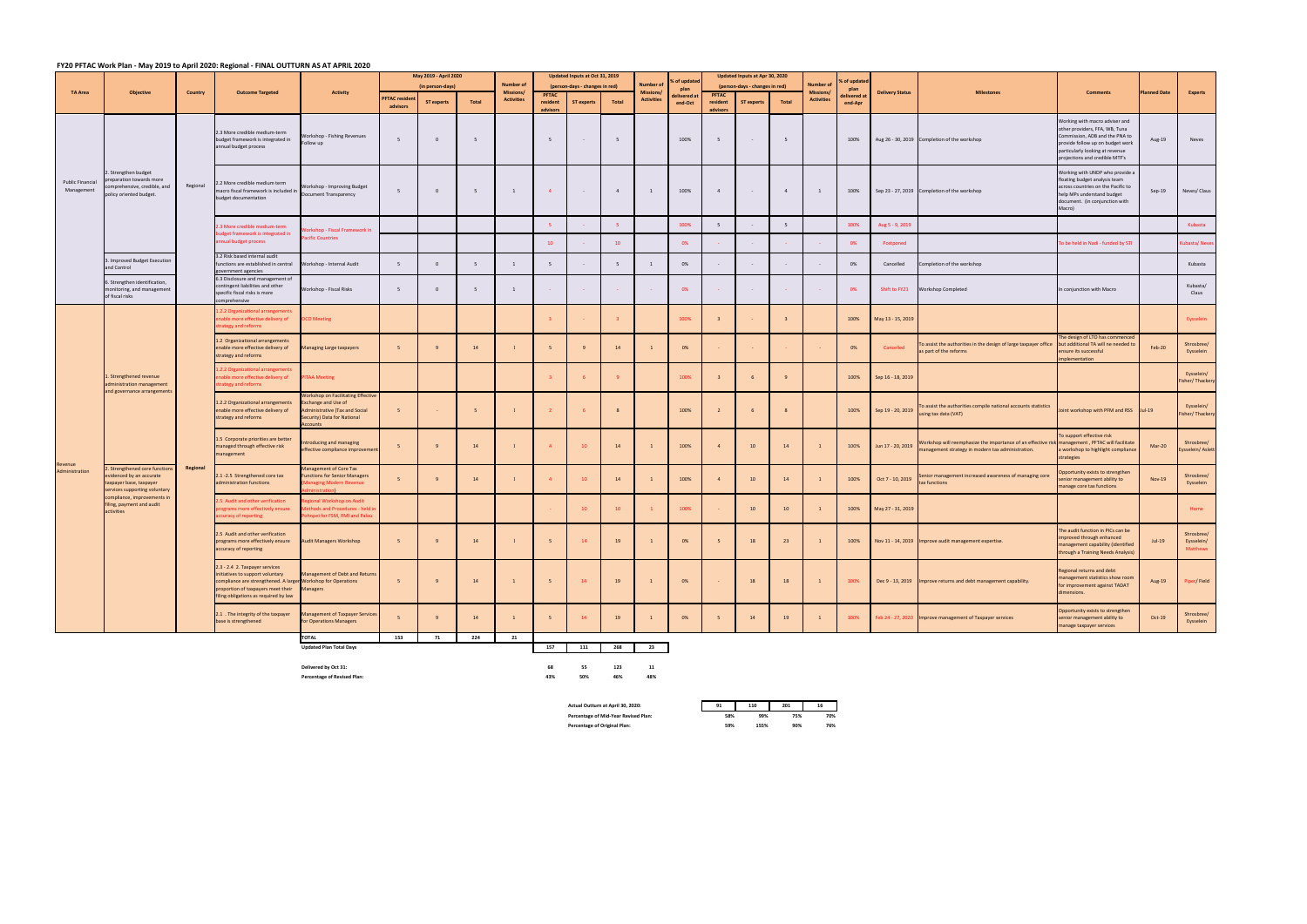## FY20 PFTAC Work Plan - May 2019 to April 2020: Regional - FINAL OUTTURN AS AT APRIL 2020

| TA Area | Objective | Country | Outcome Targeted | Activity | May 2019 - April 2020 (in person-days) | | | Number of Missions/ Activities | Updated Inputs at Oct 31, 2019 (person-days - changes in red) | | | Number of Missions/ Activities | % of updated plan delivered at end-Oct | Updated Inputs at Apr 30, 2020 (person-days - changes in red) | | | Number of Missions/ Activities | % of updated plan delivered at end-Apr | Delivery Status | Milestones | Comments | Planned Date | Experts |
|---|---|---|---|---|---|---|---|---|---|---|---|---|---|---|---|---|---|---|---|---|---|---|---|
| | | | | | PFTAC resident advisors | ST experts | Total | | PFTAC resident advisors | ST experts | Total | | | PFTAC resident advisors | ST experts | Total | | | | | | | |
| Public Financial Management | 2. Strengthen budget preparation towards more comprehensive, credible, and policy oriented budget. | Regional | 2.3 More credible medium-term budget framework is integrated in annual budget process | Workshop - Fishing Revenues Follow up | 5 | 0 | 5 | | 5 | - | 5 | | 100% | 5 | - | 5 | | 100% | Aug 26 - 30, 2019 | Completion of the workshop | Working with macro adviser and other providers, FFA, WB, Tuna Commission, ADB and the PNA to provide follow up on budget work particularly looking at revenue projections and credible MTF's | Aug-19 | Neves |
| | | | 2.2 More credible medium term macro fiscal framework is included in budget documentation | Workshop - Improving Budget Document Transparency | 5 | 0 | 5 | 1 | 4 | - | 4 | 1 | 100% | 4 | - | 4 | 1 | 100% | Sep 23 - 27, 2019 | Completion of the workshop | Working with UNDP who provide a floating budget analysis team across countries on the Pacific to help MPs understand budget document. (in conjunction with Macro) | Sep-19 | Neves/ Claus |
| | | | 2.3 More credible medium-term budget framework is integrated in annual budget process | Workshop - Fiscal Framework in Pacific Countries | | | | | 5 | - | 5 | | 100% | 5 | - | 5 | | 100% | Aug 5 - 9, 2019 | | | | Kubasta |
| | | | | | | | | | 10 | - | 10 | | 0% | - | - | - | - | 0% | Postponed | | To be held in Nadi - funded by STI | | Kubasta/ Neves |
| | 3. Improved Budget Execution and Control | | 3.2 Risk based internal audit functions are established in central government agencies | Workshop - Internal Audit | 5 | 0 | 5 | 1 | 5 | - | 5 | 1 | 0% | - | - | - | - | 0% | Cancelled | Completion of the workshop | | | Kubaste |
| | 6. Strengthen identification, monitoring, and management of fiscal risks | | 6.3 Disclosure and management of contingent liabilities and other specific fiscal risks is more comprehensive | Workshop - Fiscal Risks | 5 | 0 | 5 | 1 | - | - | - | - | 0% | - | - | - | - | 0% | Shift to FY21 | Workshop Completed | In conjunction with Macro | | Kubasta/ Claus |
| Revenue Administration | 1. Strengthened revenue administration management and governance arrangements | Regional | 1.2.2 Organizational arrangements enable more effective delivery of strategy and reforms | OCO Meeting | | | | | 3 | - | 3 | | 100% | 3 | - | 3 | | 100% | May 13 - 15, 2019 | | | | Eysselein |
| | | | 1.2 Organizational arrangements enable more effective delivery of strategy and reforms | Managing Large taxpayers | 5 | 9 | 14 | I | 5 | 9 | 14 | 1 | 0% | - | - | - | - | 0% | Cancelled | To assist the authorities in the design of large taxpayer office as part of the reforms | The design of LTO has commenced but additional TA will ne needed to ensure its successful implementation | Feb-20 | Shrosbree/ Eysselein |
| | | | 1.2.2 Organizational arrangements enable more effective delivery of strategy and reforms | PITAA Meeting | | | | | 3 | 6 | 9 | | 100% | 3 | 6 | 9 | | 100% | Sep 16 - 18, 2019 | | | | Eysselein/ Fisher/ Thackery |
| | | | 1.2.2 Organizational arrangements enable more effective delivery of strategy and reforms | Workshop on Facilitating Effective Exchange and Use of Administrative (Tax and Social Security) Data for National Accounts | 5 | - | 5 | I | 2 | 6 | 8 | | 100% | 2 | 6 | 8 | | 100% | Sep 19 - 20, 2019 | To assist the authorities compile national accounts statistics using tax data (VAT) | Joint workshop with PFM and RSS | Jul-19 | Eysselein/ Fisher/ Thackery |
| | | | 1.5 Corporate priorities are better managed through effective risk management | Introducing and managing effective compliance improvement | 5 | 9 | 14 | I | 4 | 10 | 14 | 1 | 100% | 4 | 10 | 14 | 1 | 100% | Jun 17 - 20, 2019 | Workshop will reemphasize the importance of an effective risk management strategy in modern tax administration. | To support effective risk management , PFTAC will facilitate a workshop to highlight compliance strategies | Mar-20 | Shrosbree/ Eysselein/ Aslett |
| | 2. Strengthened core functions evidenced by an accurate taxpayer base, taxpayer services supporting voluntary compliance, improvements in filing, payment and audit activities | | 2.1 -2.5 Strengthened core tax administration functions | Management of Core Tax Functions for Senior Managers (Managing Modern Revenue Administration) | 5 | 9 | 14 | I | 4 | 10 | 14 | 1 | 100% | 4 | 10 | 14 | 1 | 100% | Oct 7 - 10, 2019 | Senior management increased awareness of managing core tax functions | Opportunity exists to strengthen senior management ability to manage core tax functions | Nov-19 | Shrosbree/ Eysselein |
| | | | 2.5 Audit and other verification programs more effectively ensure accuracy of reporting | Regional Workshop on Audit Methods and Procedures - held in Pohnpei for FSM, RMI and Palau | | | | | - | 10 | 10 | 1 | 100% | - | 10 | 10 | 1 | 100% | May 27 - 31, 2019 | | | | Home |
| | | | 2.5 Audit and other verification programs more effectively ensure accuracy of reporting | Audit Managers Workshop | 5 | 9 | 14 | I | 5 | 14 | 19 | 1 | 0% | 5 | 18 | 23 | 1 | 100% | Nov 11 - 14, 2019 | Improve audit management expertise. | The audit function in PICs can be improved through enhanced management capability (identified through a Training Needs Analysis) | Jul-19 | Shrosbree/ Eysselein/ Matthews |
| | | | 2.3 - 2.4 2. Taxpayer services initiatives to support voluntary compliance are strengthened. A larger proportion of taxpayers meet their filing obligations as required by law | Management of Debt and Returns Workshop for Operations Managers | 5 | 9 | 14 | 1 | 5 | 14 | 19 | 1 | 0% | - | 18 | 18 | 1 | 100% | Dec 9 - 13, 2019 | Improve returns and debt management capability. | Regional returns and debt management statistics show room for improvement against TADAT dimensions. | Aug-19 | Piper/ Field |
| | | | 2.1 . The integrity of the taxpayer base is strengthened | Management of Taxpayer Services for Operations Managers | 5 | 9 | 14 | 1 | 5 | 14 | 19 | 1 | 0% | 5 | 14 | 19 | 1 | 100% | Feb 24 - 27, 2020 | Improve management of Taxpayer services | Opportunity exists to strengthen senior management ability to manage taxpayer services | Oct-19 | Shrosbree/ Eysselein |
| | | | | TOTAL | 153 | 71 | 224 | 21 | | | | | | | | | | | | | | | |
| | | | | Updated Plan Total Days | | | | | 157 | 111 | 268 | 23 | | | | | | | | | | | |
| | | | | Delivered by Oct 31: | | | | | 68 | 55 | 123 | 11 | | | | | | | | | | | |
| | | | | Percentage of Revised Plan: | | | | | 43% | 50% | 46% | 48% | | | | | | | | | | | |
| | | | | | | | | | | | | | Actual Outturn at April 30, 2020: | 91 | 110 | 201 | 16 | | | | | | |
| | | | | | | | | | | | | | Percentage of Mid-Year Revised Plan: | 58% | 99% | 75% | 70% | | | | | | |
| | | | | | | | | | | | | | Percentage of Original Plan: | 59% | 155% | 90% | 76% | | | | | | |